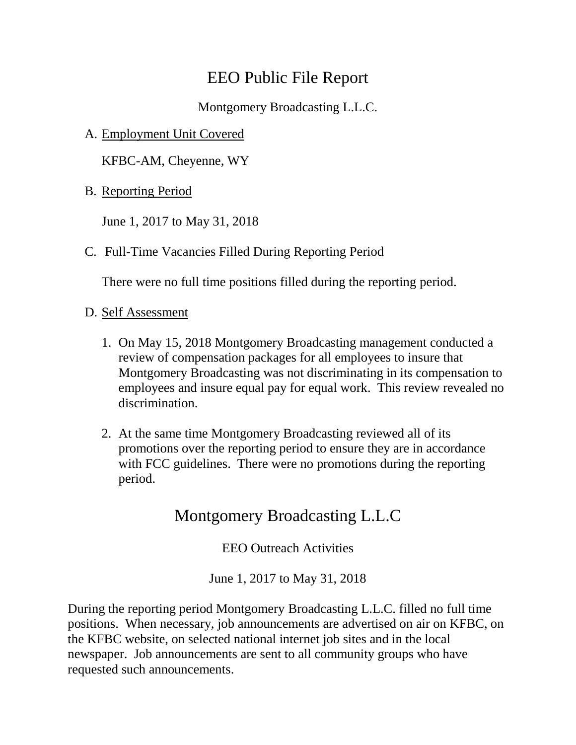# EEO Public File Report

Montgomery Broadcasting L.L.C.

A. Employment Unit Covered

KFBC-AM, Cheyenne, WY

B. Reporting Period

June 1, 2017 to May 31, 2018

C. Full-Time Vacancies Filled During Reporting Period

There were no full time positions filled during the reporting period.

D. Self Assessment

1. On May 15, 2018 Montgomery Broadcasting management conducted a review of compensation packages for all employees to insure that Montgomery Broadcasting was not discriminating in its compensation to employees and insure equal pay for equal work. This review revealed no discrimination.

2. At the same time Montgomery Broadcasting reviewed all of its promotions over the reporting period to ensure they are in accordance with FCC guidelines. There were no promotions during the reporting period.

# Montgomery Broadcasting L.L.C

EEO Outreach Activities

June 1, 2017 to May 31, 2018

During the reporting period Montgomery Broadcasting L.L.C. filled no full time positions. When necessary, job announcements are advertised on air on KFBC, on the KFBC website, on selected national internet job sites and in the local newspaper. Job announcements are sent to all community groups who have requested such announcements.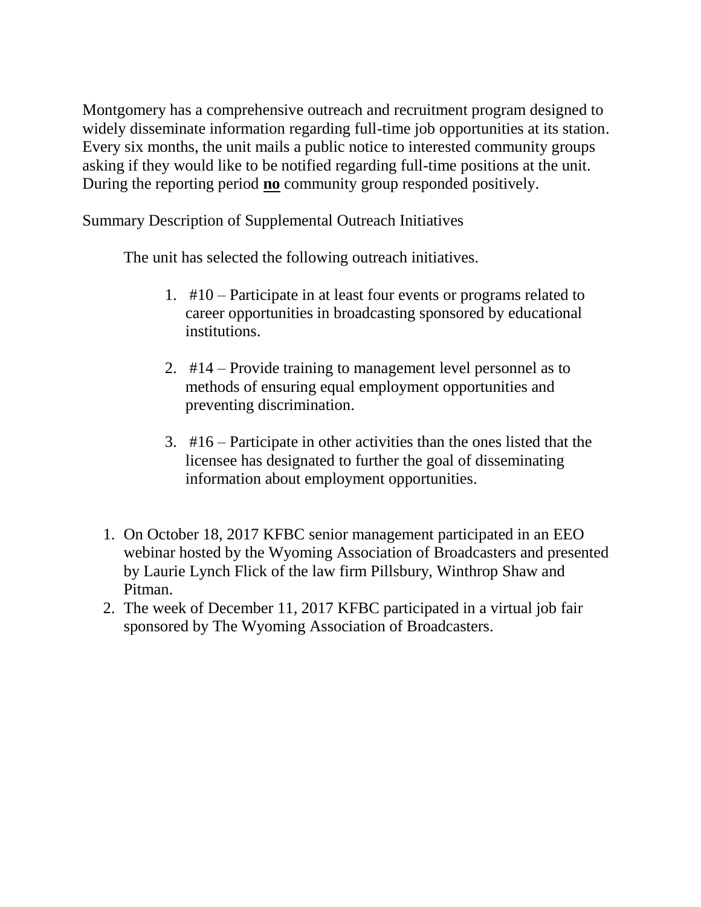Montgomery has a comprehensive outreach and recruitment program designed to widely disseminate information regarding full-time job opportunities at its station. Every six months, the unit mails a public notice to interested community groups asking if they would like to be notified regarding full-time positions at the unit. During the reporting period **no** community group responded positively.

Summary Description of Supplemental Outreach Initiatives

The unit has selected the following outreach initiatives.

1. #10 – Participate in at least four events or programs related to career opportunities in broadcasting sponsored by educational institutions.

2. #14 – Provide training to management level personnel as to methods of ensuring equal employment opportunities and preventing discrimination.

3. #16 – Participate in other activities than the ones listed that the licensee has designated to further the goal of disseminating information about employment opportunities.

1. On October 18, 2017 KFBC senior management participated in an EEO webinar hosted by the Wyoming Association of Broadcasters and presented by Laurie Lynch Flick of the law firm Pillsbury, Winthrop Shaw and Pitman.
2. The week of December 11, 2017 KFBC participated in a virtual job fair sponsored by The Wyoming Association of Broadcasters.